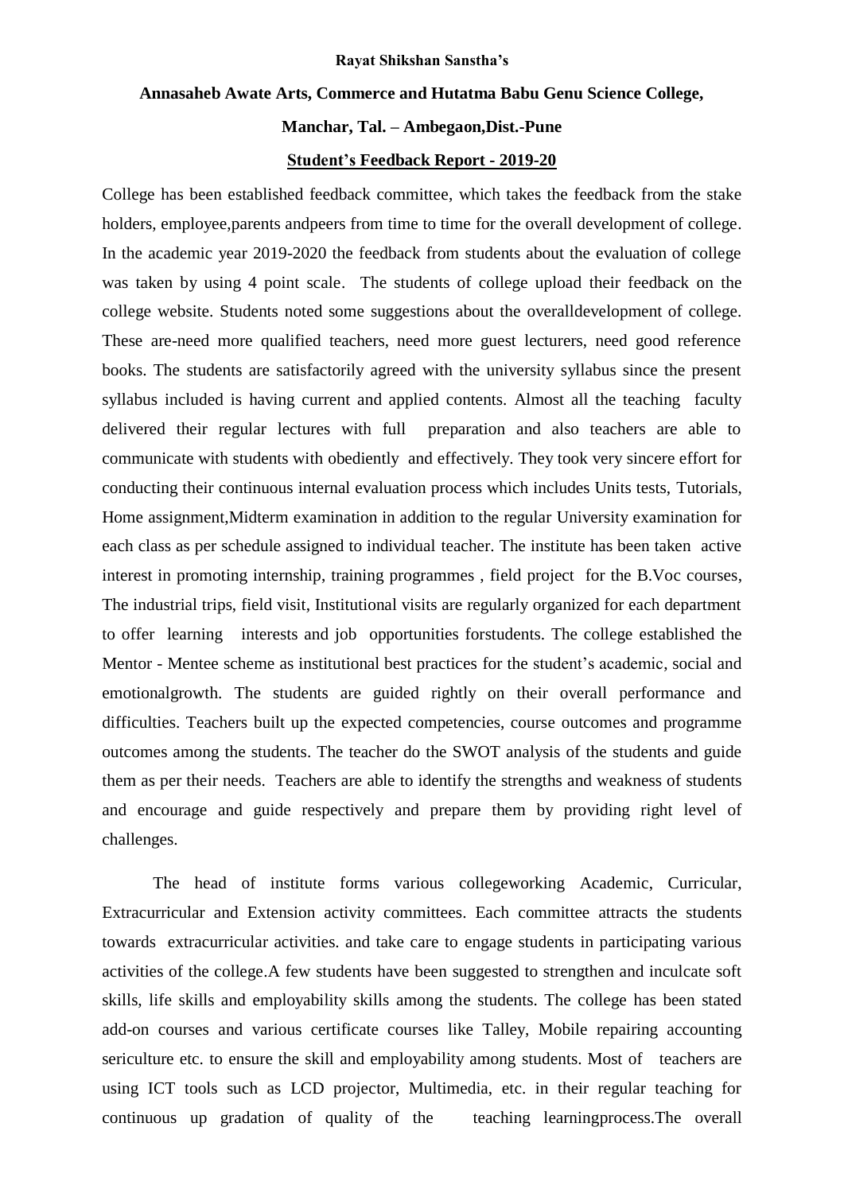**Rayat Shikshan Sanstha's**

**Annasaheb Awate Arts, Commerce and Hutatma Babu Genu Science College,**

**Manchar, Tal. – Ambegaon,Dist.-Pune**

**Student's Feedback Report - 2019-20**

College has been established feedback committee, which takes the feedback from the stake holders, employee,parents andpeers from time to time for the overall development of college. In the academic year 2019-2020 the feedback from students about the evaluation of college was taken by using 4 point scale. The students of college upload their feedback on the college website. Students noted some suggestions about the overalldevelopment of college. These are-need more qualified teachers, need more guest lecturers, need good reference books. The students are satisfactorily agreed with the university syllabus since the present syllabus included is having current and applied contents. Almost all the teaching faculty delivered their regular lectures with full preparation and also teachers are able to communicate with students with obediently and effectively. They took very sincere effort for conducting their continuous internal evaluation process which includes Units tests, Tutorials, Home assignment,Midterm examination in addition to the regular University examination for each class as per schedule assigned to individual teacher. The institute has been taken active interest in promoting internship, training programmes , field project for the B.Voc courses, The industrial trips, field visit, Institutional visits are regularly organized for each department to offer learning interests and job opportunities forstudents. The college established the Mentor - Mentee scheme as institutional best practices for the student's academic, social and emotionalgrowth. The students are guided rightly on their overall performance and difficulties. Teachers built up the expected competencies, course outcomes and programme outcomes among the students. The teacher do the SWOT analysis of the students and guide them as per their needs. Teachers are able to identify the strengths and weakness of students and encourage and guide respectively and prepare them by providing right level of challenges.

The head of institute forms various collegeworking Academic, Curricular, Extracurricular and Extension activity committees. Each committee attracts the students towards extracurricular activities. and take care to engage students in participating various activities of the college.A few students have been suggested to strengthen and inculcate soft skills, life skills and employability skills among the students. The college has been stated add-on courses and various certificate courses like Talley, Mobile repairing accounting sericulture etc. to ensure the skill and employability among students. Most of teachers are using ICT tools such as LCD projector, Multimedia, etc. in their regular teaching for continuous up gradation of quality of the teaching learningprocess.The overall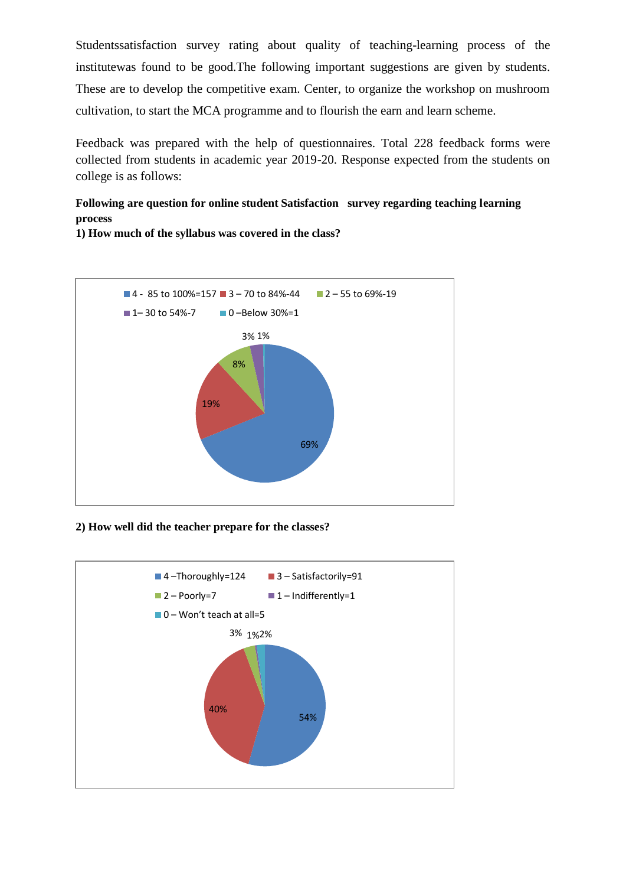Studentssatisfaction survey rating about quality of teaching-learning process of the institutewas found to be good.The following important suggestions are given by students. These are to develop the competitive exam. Center, to organize the workshop on mushroom cultivation, to start the MCA programme and to flourish the earn and learn scheme.

Feedback was prepared with the help of questionnaires. Total 228 feedback forms were collected from students in academic year 2019-20. Response expected from the students on college is as follows:

**Following are question for online student Satisfaction survey regarding teaching learning process**

**1) How much of the syllabus was covered in the class?**

4 - 85 to 100%=157, 3 – 70 to 84%-44, 2 – 55 to 69%-19, 1– 30 to 54%-7, 0 –Below 30%=1

69%, 19%, 8%, 3%, 1%

**2) How well did the teacher prepare for the classes?**

4 –Thoroughly=124, 3 – Satisfactorily=91, 2 – Poorly=7, 1 – Indifferently=1, 0 – Won't teach at all=5

54%, 40%, 3%, 1%, 2%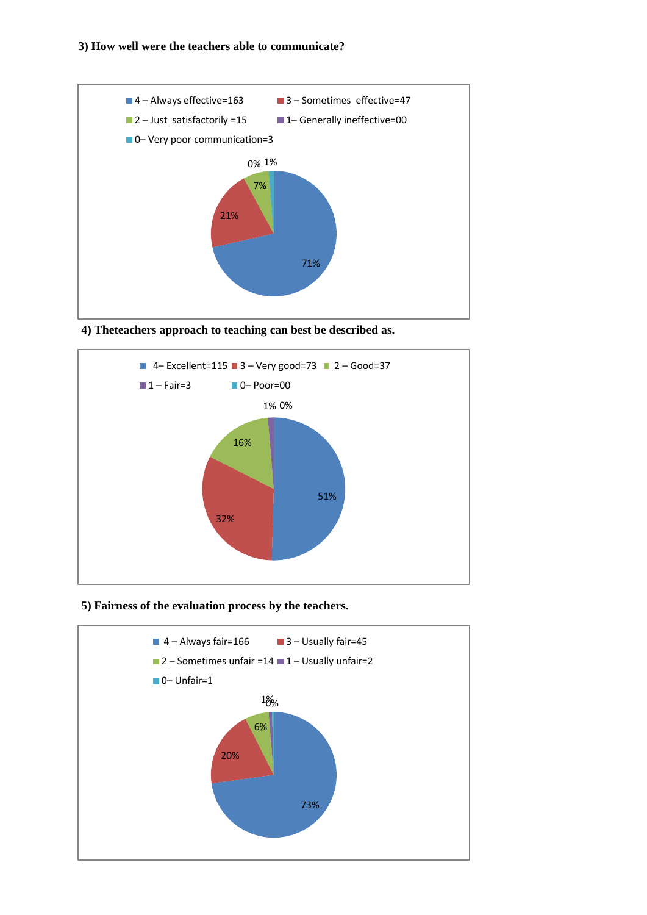**3) How well were the teachers able to communicate?**

- 4 – Always effective=163
- 3 – Sometimes effective=47
- 2 – Just satisfactorily =15
- 1– Generally ineffective=00
- 0– Very poor communication=3

0% 1%

7%

21%

71%

**4) Theteachers approach to teaching can best be described as.**

- 4– Excellent=115
- 3 – Very good=73
- 2 – Good=37
- 1 – Fair=3
- 0– Poor=00

1% 0%

16%

51%

32%

**5) Fairness of the evaluation process by the teachers.**

- 4 – Always fair=166
- 3 – Usually fair=45
- 2 – Sometimes unfair =14
- 1 – Usually unfair=2
- 0– Unfair=1

1% 0%

6%

20%

73%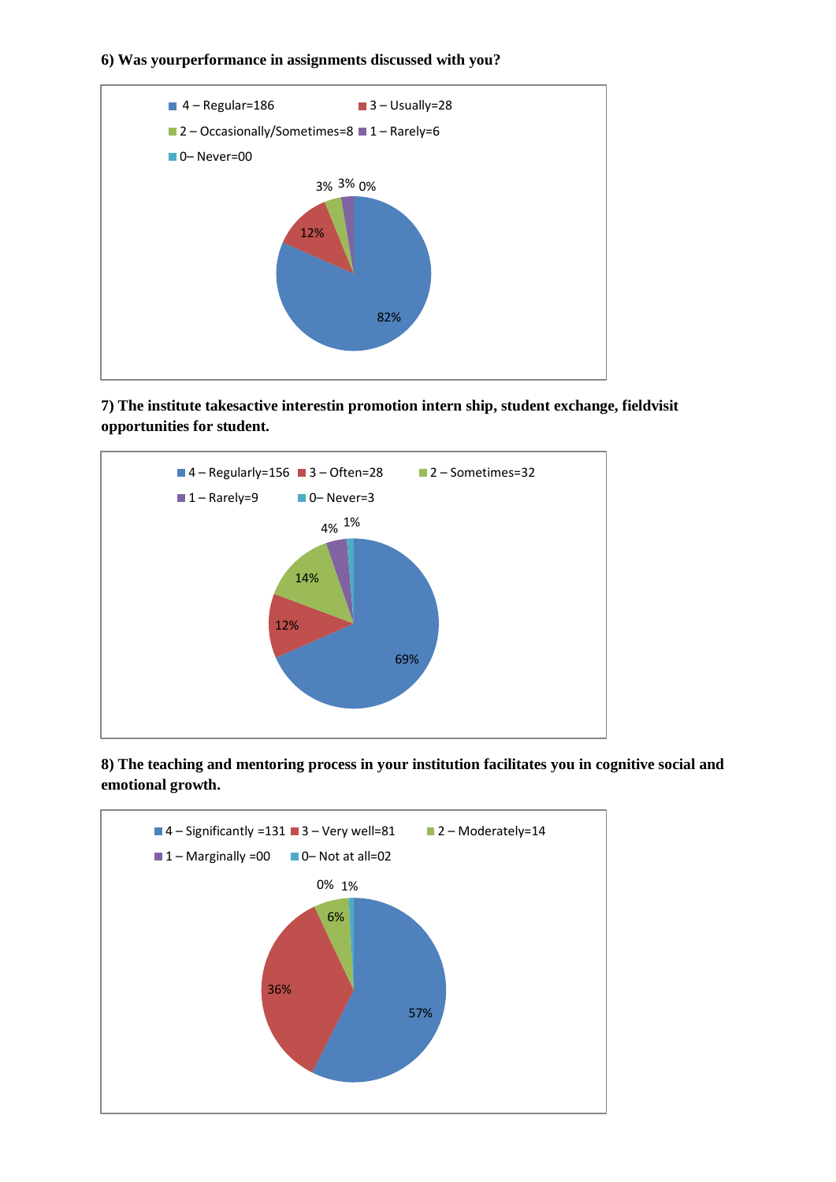**6) Was yourperformance in assignments discussed with you?**

4 – Regular=186
3 – Usually=28
2 – Occasionally/Sometimes=8
1 – Rarely=6
0– Never=00

82%, 12%, 3%, 3%, 0%

**7) The institute takesactive interestin promotion intern ship, student exchange, fieldvisit opportunities for student.**

4 – Regularly=156
3 – Often=28
2 – Sometimes=32
1 – Rarely=9
0– Never=3

69%, 12%, 14%, 4%, 1%

**8) The teaching and mentoring process in your institution facilitates you in cognitive social and emotional growth.**

4 – Significantly =131
3 – Very well=81
2 – Moderately=14
1 – Marginally =00
0– Not at all=02

57%, 36%, 6%, 0%, 1%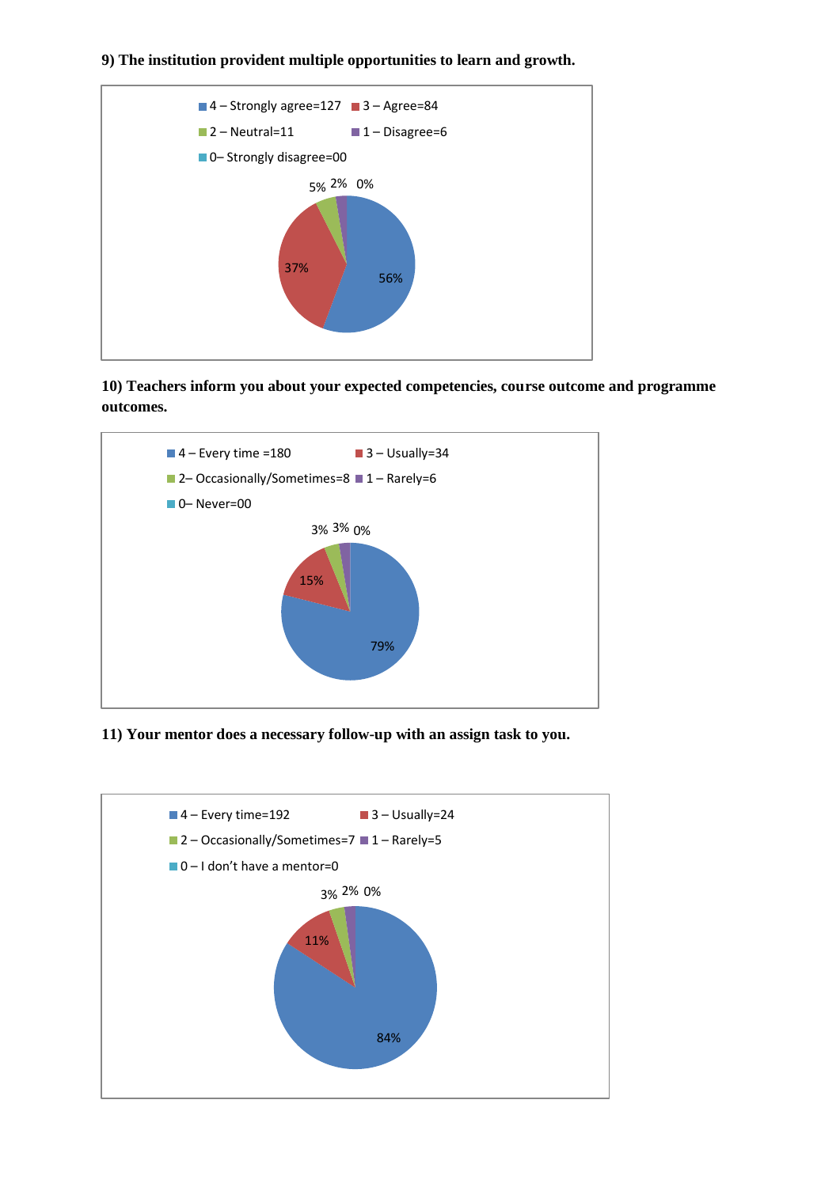**9) The institution provident multiple opportunities to learn and growth.**

- 4 – Strongly agree=127
- 3 – Agree=84
- 2 – Neutral=11
- 1 – Disagree=6
- 0– Strongly disagree=00

56% | 37% | 5% | 2% | 0%

**10) Teachers inform you about your expected competencies, course outcome and programme outcomes.**

- 4 – Every time =180
- 3 – Usually=34
- 2– Occasionally/Sometimes=8
- 1 – Rarely=6
- 0– Never=00

79% | 15% | 3% | 3% | 0%

**11) Your mentor does a necessary follow-up with an assign task to you.**

- 4 – Every time=192
- 3 – Usually=24
- 2 – Occasionally/Sometimes=7
- 1 – Rarely=5
- 0 – I don't have a mentor=0

84% | 11% | 3% | 2% | 0%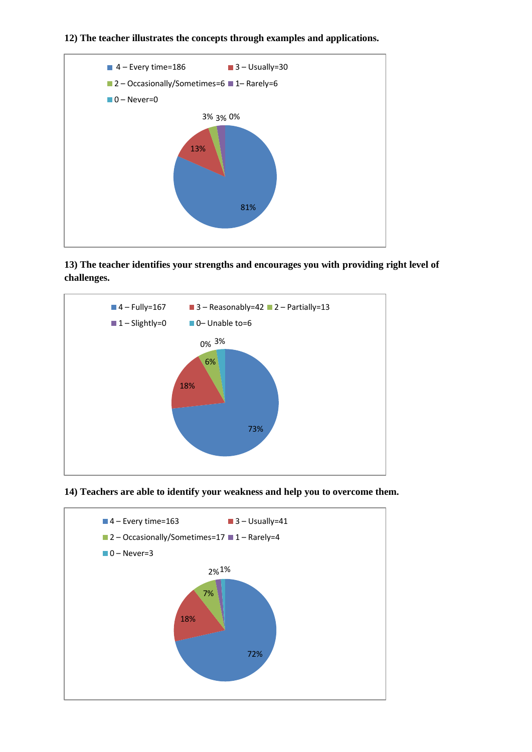**12) The teacher illustrates the concepts through examples and applications.**

- 4 – Every time=186
- 3 – Usually=30
- 2 – Occasionally/Sometimes=6
- 1– Rarely=6
- 0 – Never=0

81%, 13%, 3%, 3%, 0%

**13) The teacher identifies your strengths and encourages you with providing right level of challenges.**

- 4 – Fully=167
- 3 – Reasonably=42
- 2 – Partially=13
- 1 – Slightly=0
- 0– Unable to=6

73%, 18%, 6%, 0%, 3%

**14) Teachers are able to identify your weakness and help you to overcome them.**

- 4 – Every time=163
- 3 – Usually=41
- 2 – Occasionally/Sometimes=17
- 1 – Rarely=4
- 0 – Never=3

72%, 18%, 7%, 2%, 1%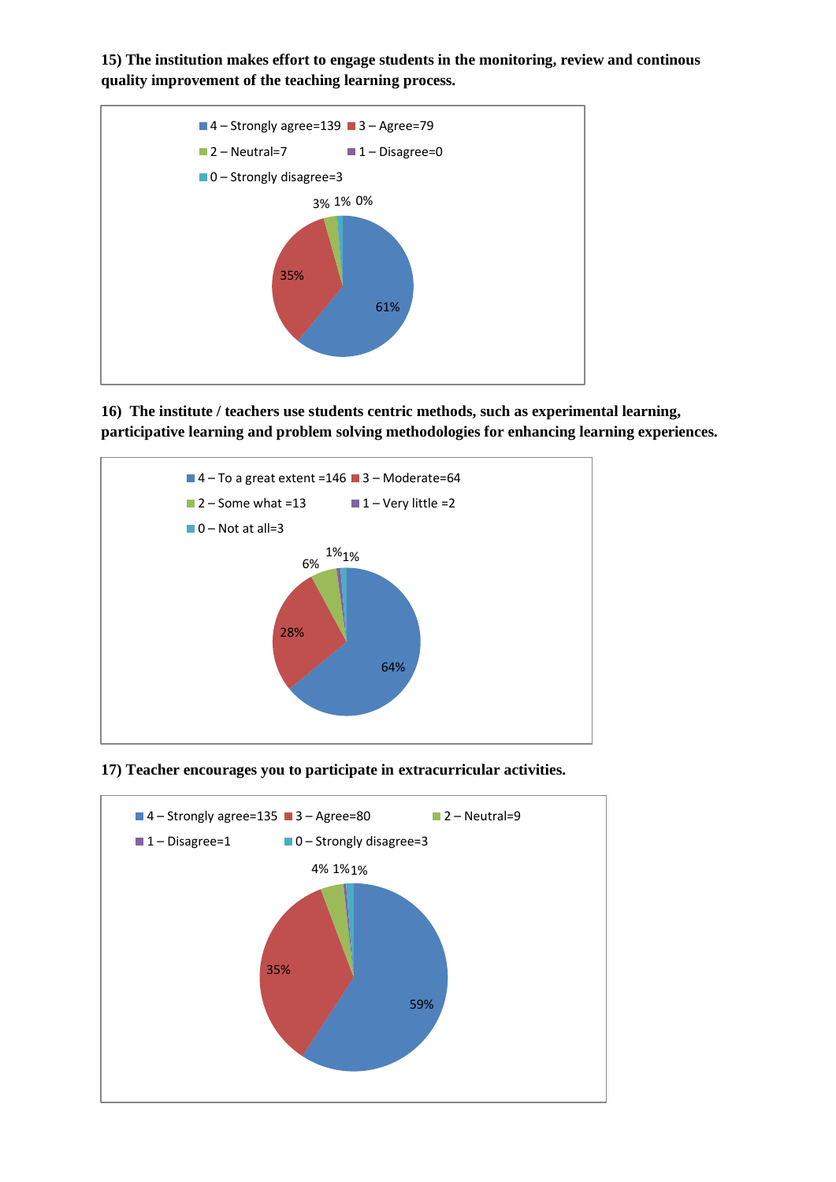**15) The institution makes effort to engage students in the monitoring, review and continous quality improvement of the teaching learning process.**

- 4 – Strongly agree=139
- 3 – Agree=79
- 2 – Neutral=7
- 1 – Disagree=0
- 0 – Strongly disagree=3

61%, 35%, 3%, 1%, 0%

**16) The institute / teachers use students centric methods, such as experimental learning, participative learning and problem solving methodologies for enhancing learning experiences.**

- 4 – To a great extent =146
- 3 – Moderate=64
- 2 – Some what =13
- 1 – Very little =2
- 0 – Not at all=3

64%, 28%, 6%, 1%, 1%

**17) Teacher encourages you to participate in extracurricular activities.**

- 4 – Strongly agree=135
- 3 – Agree=80
- 2 – Neutral=9
- 1 – Disagree=1
- 0 – Strongly disagree=3

59%, 35%, 4%, 1%, 1%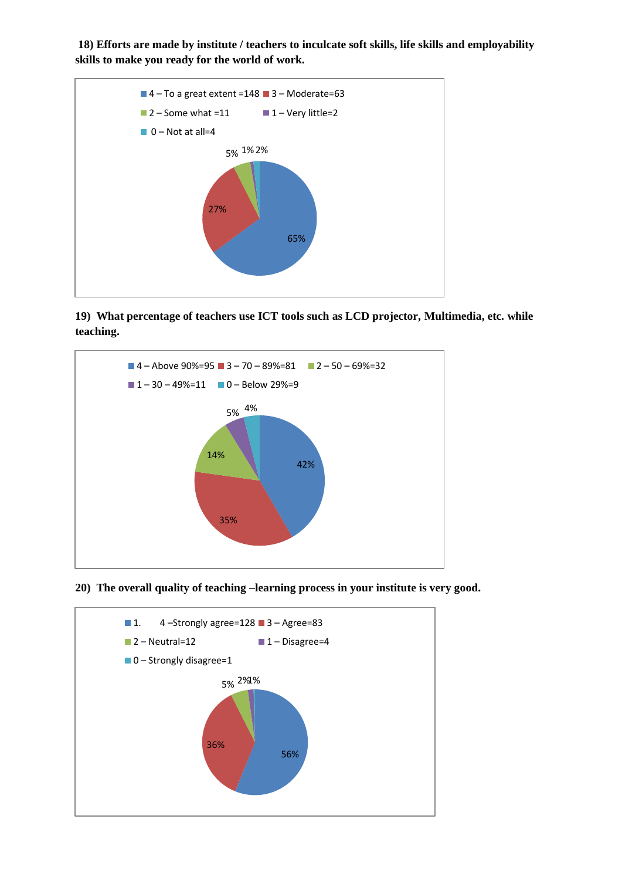**18) Efforts are made by institute / teachers to inculcate soft skills, life skills and employability skills to make you ready for the world of work.**

4 – To a great extent =148
3 – Moderate=63
2 – Some what =11
1 – Very little=2
0 – Not at all=4

65%
27%
5%
1%
2%

**19) What percentage of teachers use ICT tools such as LCD projector, Multimedia, etc. while teaching.**

4 – Above 90%=95
3 – 70 – 89%=81
2 – 50 – 69%=32
1 – 30 – 49%=11
0 – Below 29%=9

42%
35%
14%
5%
4%

**20) The overall quality of teaching –learning process in your institute is very good.**

1. 4 –Strongly agree=128
3 – Agree=83
2 – Neutral=12
1 – Disagree=4
0 – Strongly disagree=1

56%
36%
5%
2%
1%